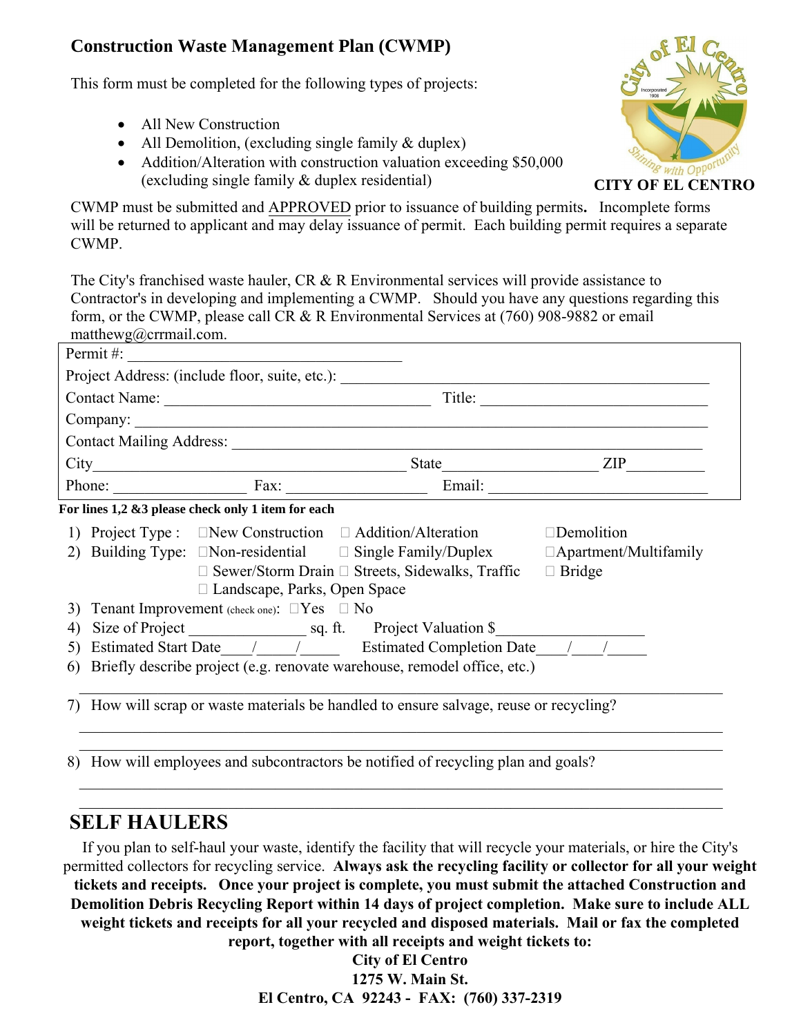## Construction Waste Management Plan (CWMP)

This form must be completed for the following types of projects:

- All New Construction
- All Demolition, (excluding single family & duplex)
- Addition/Alteration with construction valuation exceeding $50,000 (excluding single family & duplex residential)

**CITY OF EL CENTRO**

CWMP must be submitted and APPROVED prior to issuance of building permits**.** Incomplete forms will be returned to applicant and may delay issuance of permit. Each building permit requires a separate CWMP.

The City's franchised waste hauler, CR & R Environmental services will provide assistance to Contractor's in developing and implementing a CWMP. Should you have any questions regarding this form, or the CWMP, please call CR & R Environmental Services at (760) 908-9882 or email matthewg@crrmail.com.

Permit #: ____________________________________

Project Address: (include floor, suite, etc.): ________________________________________________

Contact Name: ___________________________________ Title: ______________________________

Company: ___________________________________________________________________________

Contact Mailing Address: _______________________________________________________________

City_________________________________________ State____________________ ZIP__________

Phone: _________________ Fax: __________________ Email: ____________________________

**For lines 1,2 &3 please check only 1 item for each**

1) Project Type : ☐New Construction ☐ Addition/Alteration ☐Demolition
2) Building Type: ☐Non-residential ☐ Single Family/Duplex ☐Apartment/Multifamily
   ☐ Sewer/Storm Drain ☐ Streets, Sidewalks, Traffic ☐ Bridge
   ☐ Landscape, Parks, Open Space
3) Tenant Improvement (check one): ☐Yes ☐ No
4) Size of Project _______________ sq. ft. Project Valuation $___________________
5) Estimated Start Date____/_____/_____ Estimated Completion Date____/____/_____
6) Briefly describe project (e.g. renovate warehouse, remodel office, etc.)

   ______________________________________________________________________________

7) How will scrap or waste materials be handled to ensure salvage, reuse or recycling?

   ______________________________________________________________________________

   ______________________________________________________________________________

8) How will employees and subcontractors be notified of recycling plan and goals?

   ______________________________________________________________________________

   ______________________________________________________________________________

## SELF HAULERS

If you plan to self-haul your waste, identify the facility that will recycle your materials, or hire the City's permitted collectors for recycling service. **Always ask the recycling facility or collector for all your weight tickets and receipts. Once your project is complete, you must submit the attached Construction and Demolition Debris Recycling Report within 14 days of project completion. Make sure to include ALL weight tickets and receipts for all your recycled and disposed materials. Mail or fax the completed report, together with all receipts and weight tickets to:**

**City of El Centro**
**1275 W. Main St.**
**El Centro, CA 92243 - FAX: (760) 337-2319**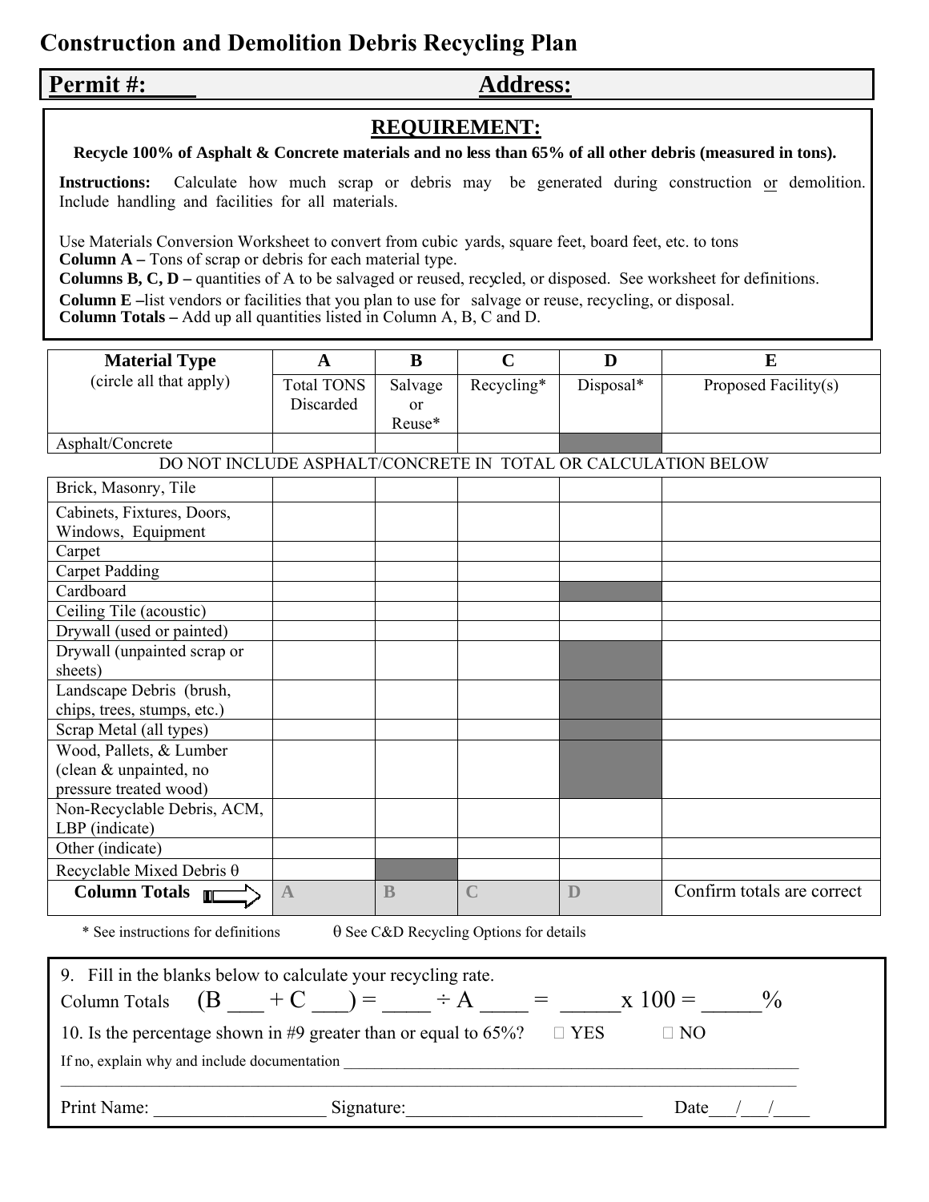# Construction and Demolition Debris Recycling Plan

| **Permit #:** | **Address:** |
|---|---|

## REQUIREMENT:

**Recycle 100% of Asphalt & Concrete materials and no less than 65% of all other debris (measured in tons).**

**Instructions:** Calculate how much scrap or debris may be generated during construction or demolition. Include handling and facilities for all materials.

Use Materials Conversion Worksheet to convert from cubic yards, square feet, board feet, etc. to tons
**Column A –** Tons of scrap or debris for each material type.
**Columns B, C, D –** quantities of A to be salvaged or reused, recycled, or disposed. See worksheet for definitions.
**Column E –**list vendors or facilities that you plan to use for salvage or reuse, recycling, or disposal.
**Column Totals –** Add up all quantities listed in Column A, B, C and D.

| **Material Type** (circle all that apply) | **A** Total TONS Discarded | **B** Salvage or Reuse* | **C** Recycling* | **D** Disposal* | **E** Proposed Facility(s) |
|---|---|---|---|---|---|
| Asphalt/Concrete | | | | | |
| DO NOT INCLUDE ASPHALT/CONCRETE IN TOTAL OR CALCULATION BELOW | | | | | |
| Brick, Masonry, Tile | | | | | |
| Cabinets, Fixtures, Doors, Windows, Equipment | | | | | |
| Carpet | | | | | |
| Carpet Padding | | | | | |
| Cardboard | | | | | |
| Ceiling Tile (acoustic) | | | | | |
| Drywall (used or painted) | | | | | |
| Drywall (unpainted scrap or sheets) | | | | | |
| Landscape Debris (brush, chips, trees, stumps, etc.) | | | | | |
| Scrap Metal (all types) | | | | | |
| Wood, Pallets, & Lumber (clean & unpainted, no pressure treated wood) | | | | | |
| Non-Recyclable Debris, ACM, LBP (indicate) | | | | | |
| Other (indicate) | | | | | |
| Recyclable Mixed Debris θ | | | | | |
| **Column Totals** | A | B | C | D | Confirm totals are correct |

\* See instructions for definitions    θ See C&D Recycling Options for details

9. Fill in the blanks below to calculate your recycling rate.

Column Totals (B ___ + C ___) = ____ ÷ A ____ = _____x 100 = _____%

10. Is the percentage shown in #9 greater than or equal to 65%? ☐ YES ☐ NO

If no, explain why and include documentation ____________________________________________________________

____________________________________________________________________________________________

Print Name: __________________ Signature:__________________________ Date___/___/____